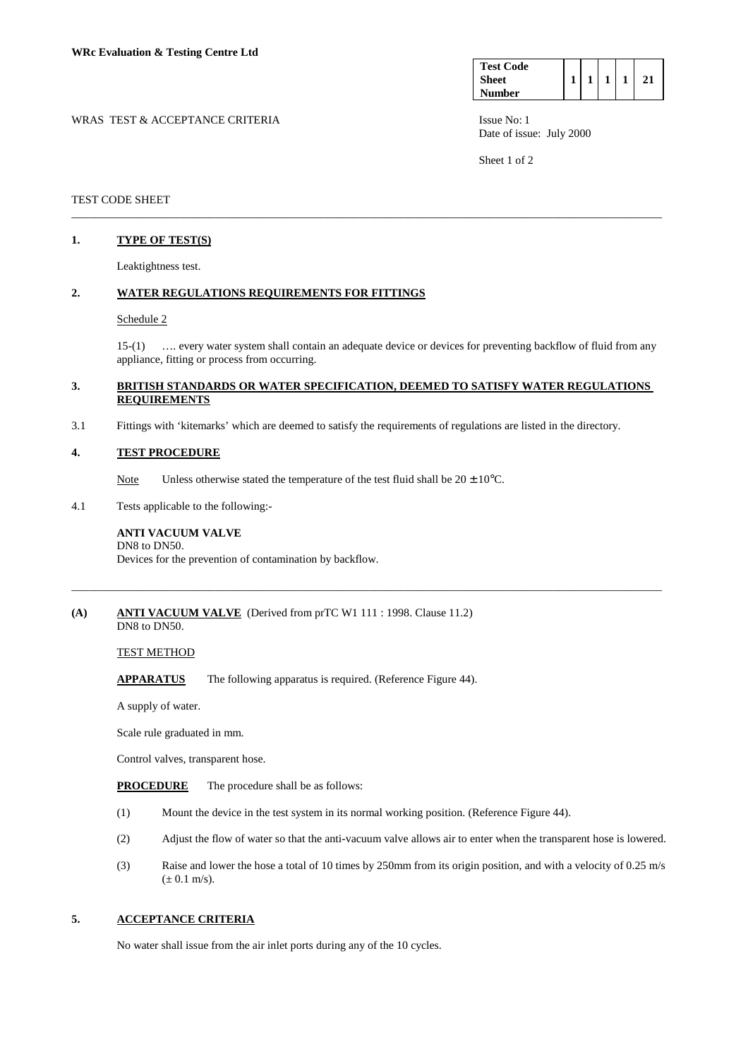**WRc Evaluation & Testing Centre Ltd**

| Test Code Sheet Number | 1 | 1 | 1 | 1 | 21 |
|---|---|---|---|---|---|

WRAS TEST & ACCEPTANCE CRITERIA

Issue No: 1
Date of issue: July 2000

TEST CODE SHEET

---

## 1. TYPE OF TEST(S)

Leaktightness test.

## 2. WATER REGULATIONS REQUIREMENTS FOR FITTINGS

Schedule 2

15-(1) …. every water system shall contain an adequate device or devices for preventing backflow of fluid from any appliance, fitting or process from occurring.

## 3. BRITISH STANDARDS OR WATER SPECIFICATION, DEEMED TO SATISFY WATER REGULATIONS REQUIREMENTS

3.1 Fittings with 'kitemarks' which are deemed to satisfy the requirements of regulations are listed in the directory.

## 4. TEST PROCEDURE

Note Unless otherwise stated the temperature of the test fluid shall be $20 \pm 10°C$.

4.1 Tests applicable to the following:-

**ANTI VACUUM VALVE**
DN8 to DN50.
Devices for the prevention of contamination by backflow.

---

**(A) ANTI VACUUM VALVE** (Derived from prTC W1 111 : 1998. Clause 11.2)
DN8 to DN50.

TEST METHOD

**APPARATUS** The following apparatus is required. (Reference Figure 44).

A supply of water.

Scale rule graduated in mm.

Control valves, transparent hose.

**PROCEDURE** The procedure shall be as follows:

(1) Mount the device in the test system in its normal working position. (Reference Figure 44).

(2) Adjust the flow of water so that the anti-vacuum valve allows air to enter when the transparent hose is lowered.

(3) Raise and lower the hose a total of 10 times by 250mm from its origin position, and with a velocity of 0.25 m/s ($\pm$ 0.1 m/s).

## 5. ACCEPTANCE CRITERIA

No water shall issue from the air inlet ports during any of the 10 cycles.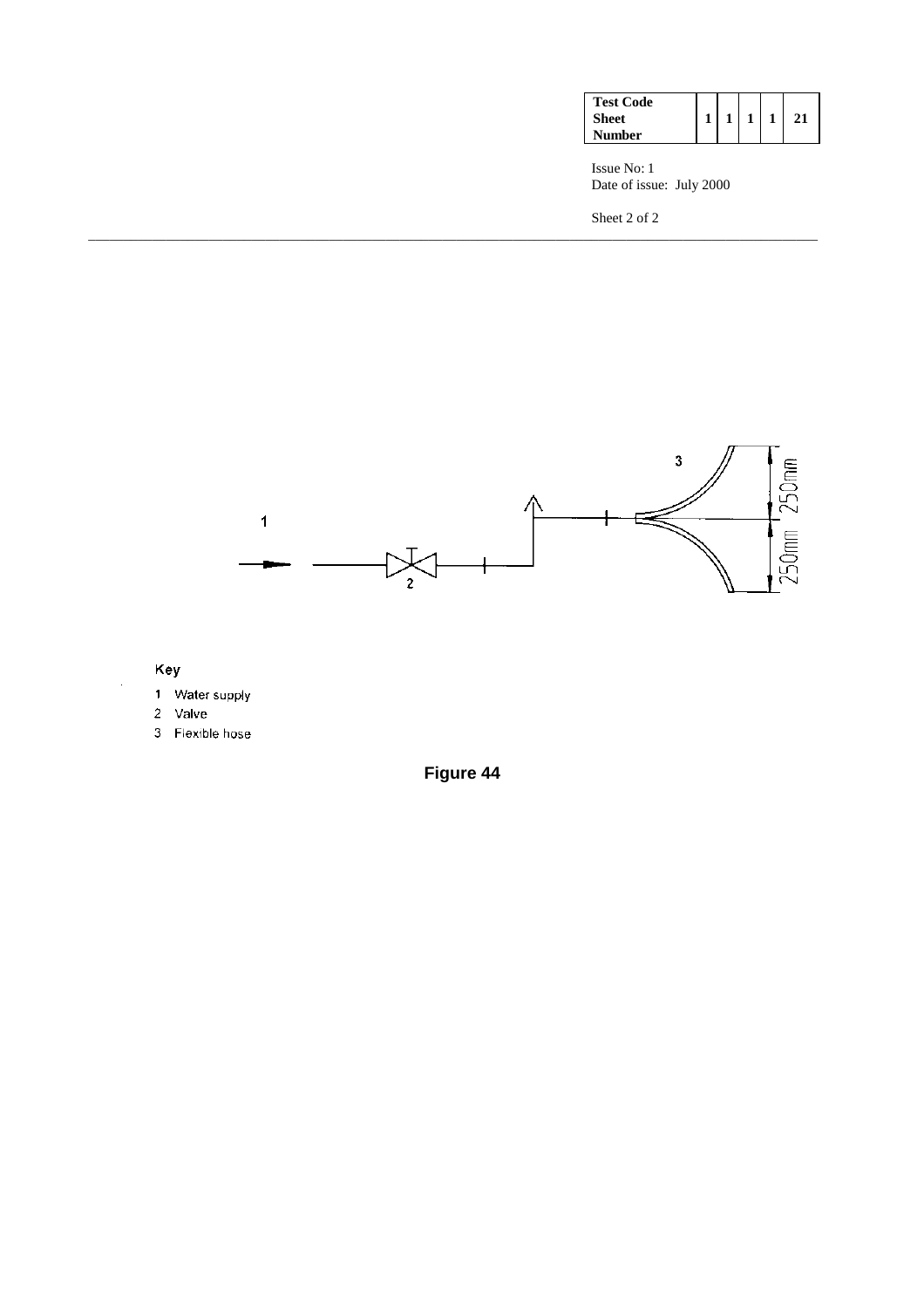| Test Code Sheet Number | 1 | 1 | 1 | 1 | 21 |
|---|---|---|---|---|---|

Issue No: 1
Date of issue: July 2000

1

2

3

250mm

250mm

Key

1 Water supply
2 Valve
3 Flexible hose

**Figure 44**